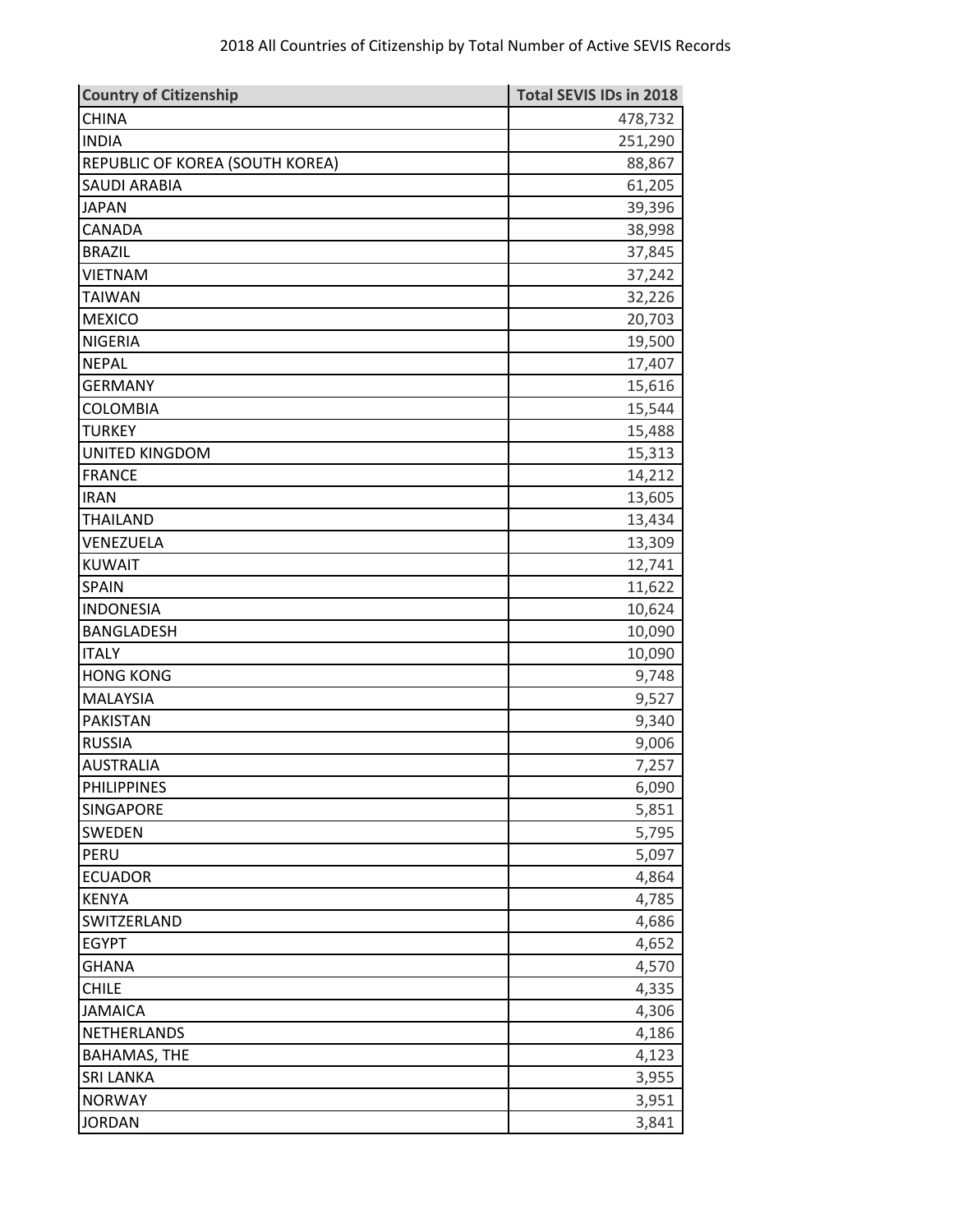2018 All Countries of Citizenship by Total Number of Active SEVIS Records

| Country of Citizenship | Total SEVIS IDs in 2018 |
|---|---|
| CHINA | 478,732 |
| INDIA | 251,290 |
| REPUBLIC OF KOREA (SOUTH KOREA) | 88,867 |
| SAUDI ARABIA | 61,205 |
| JAPAN | 39,396 |
| CANADA | 38,998 |
| BRAZIL | 37,845 |
| VIETNAM | 37,242 |
| TAIWAN | 32,226 |
| MEXICO | 20,703 |
| NIGERIA | 19,500 |
| NEPAL | 17,407 |
| GERMANY | 15,616 |
| COLOMBIA | 15,544 |
| TURKEY | 15,488 |
| UNITED KINGDOM | 15,313 |
| FRANCE | 14,212 |
| IRAN | 13,605 |
| THAILAND | 13,434 |
| VENEZUELA | 13,309 |
| KUWAIT | 12,741 |
| SPAIN | 11,622 |
| INDONESIA | 10,624 |
| BANGLADESH | 10,090 |
| ITALY | 10,090 |
| HONG KONG | 9,748 |
| MALAYSIA | 9,527 |
| PAKISTAN | 9,340 |
| RUSSIA | 9,006 |
| AUSTRALIA | 7,257 |
| PHILIPPINES | 6,090 |
| SINGAPORE | 5,851 |
| SWEDEN | 5,795 |
| PERU | 5,097 |
| ECUADOR | 4,864 |
| KENYA | 4,785 |
| SWITZERLAND | 4,686 |
| EGYPT | 4,652 |
| GHANA | 4,570 |
| CHILE | 4,335 |
| JAMAICA | 4,306 |
| NETHERLANDS | 4,186 |
| BAHAMAS, THE | 4,123 |
| SRI LANKA | 3,955 |
| NORWAY | 3,951 |
| JORDAN | 3,841 |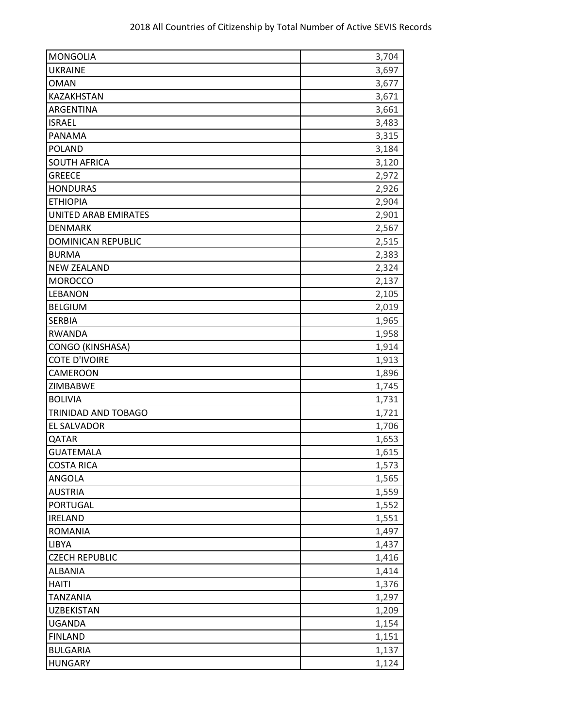| | |
|---|---|
| MONGOLIA | 3,704 |
| UKRAINE | 3,697 |
| OMAN | 3,677 |
| KAZAKHSTAN | 3,671 |
| ARGENTINA | 3,661 |
| ISRAEL | 3,483 |
| PANAMA | 3,315 |
| POLAND | 3,184 |
| SOUTH AFRICA | 3,120 |
| GREECE | 2,972 |
| HONDURAS | 2,926 |
| ETHIOPIA | 2,904 |
| UNITED ARAB EMIRATES | 2,901 |
| DENMARK | 2,567 |
| DOMINICAN REPUBLIC | 2,515 |
| BURMA | 2,383 |
| NEW ZEALAND | 2,324 |
| MOROCCO | 2,137 |
| LEBANON | 2,105 |
| BELGIUM | 2,019 |
| SERBIA | 1,965 |
| RWANDA | 1,958 |
| CONGO (KINSHASA) | 1,914 |
| COTE D'IVOIRE | 1,913 |
| CAMEROON | 1,896 |
| ZIMBABWE | 1,745 |
| BOLIVIA | 1,731 |
| TRINIDAD AND TOBAGO | 1,721 |
| EL SALVADOR | 1,706 |
| QATAR | 1,653 |
| GUATEMALA | 1,615 |
| COSTA RICA | 1,573 |
| ANGOLA | 1,565 |
| AUSTRIA | 1,559 |
| PORTUGAL | 1,552 |
| IRELAND | 1,551 |
| ROMANIA | 1,497 |
| LIBYA | 1,437 |
| CZECH REPUBLIC | 1,416 |
| ALBANIA | 1,414 |
| HAITI | 1,376 |
| TANZANIA | 1,297 |
| UZBEKISTAN | 1,209 |
| UGANDA | 1,154 |
| FINLAND | 1,151 |
| BULGARIA | 1,137 |
| HUNGARY | 1,124 |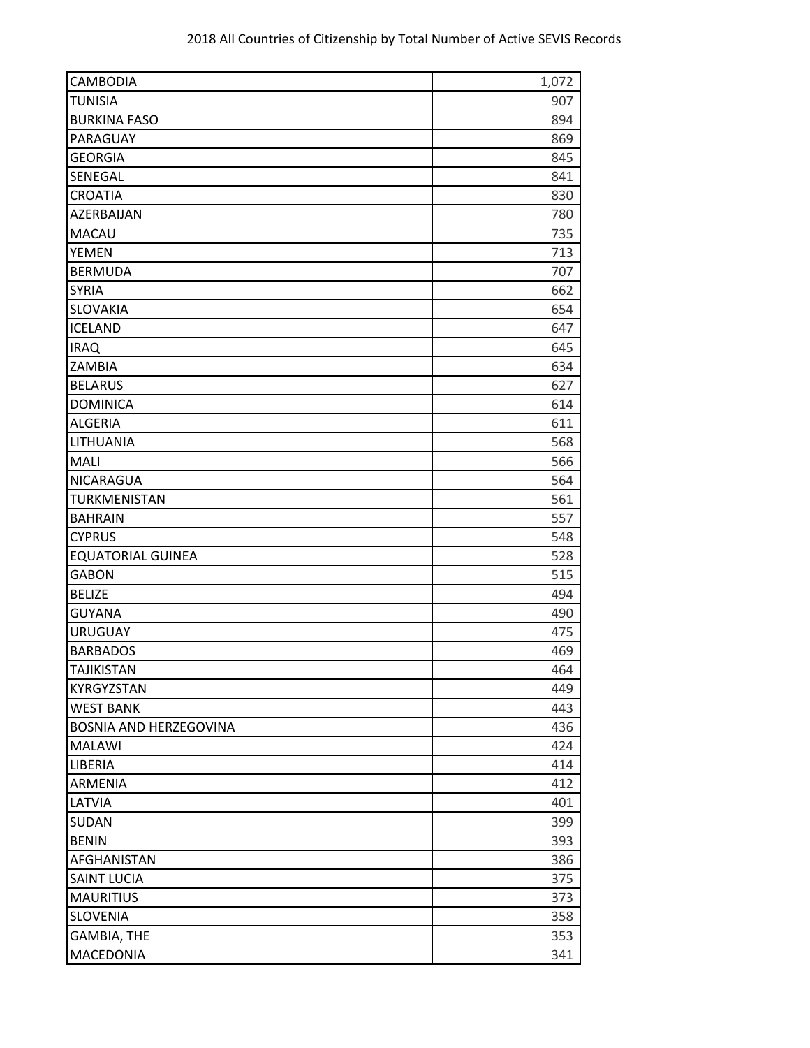| | |
|---|---|
| CAMBODIA | 1,072 |
| TUNISIA | 907 |
| BURKINA FASO | 894 |
| PARAGUAY | 869 |
| GEORGIA | 845 |
| SENEGAL | 841 |
| CROATIA | 830 |
| AZERBAIJAN | 780 |
| MACAU | 735 |
| YEMEN | 713 |
| BERMUDA | 707 |
| SYRIA | 662 |
| SLOVAKIA | 654 |
| ICELAND | 647 |
| IRAQ | 645 |
| ZAMBIA | 634 |
| BELARUS | 627 |
| DOMINICA | 614 |
| ALGERIA | 611 |
| LITHUANIA | 568 |
| MALI | 566 |
| NICARAGUA | 564 |
| TURKMENISTAN | 561 |
| BAHRAIN | 557 |
| CYPRUS | 548 |
| EQUATORIAL GUINEA | 528 |
| GABON | 515 |
| BELIZE | 494 |
| GUYANA | 490 |
| URUGUAY | 475 |
| BARBADOS | 469 |
| TAJIKISTAN | 464 |
| KYRGYZSTAN | 449 |
| WEST BANK | 443 |
| BOSNIA AND HERZEGOVINA | 436 |
| MALAWI | 424 |
| LIBERIA | 414 |
| ARMENIA | 412 |
| LATVIA | 401 |
| SUDAN | 399 |
| BENIN | 393 |
| AFGHANISTAN | 386 |
| SAINT LUCIA | 375 |
| MAURITIUS | 373 |
| SLOVENIA | 358 |
| GAMBIA, THE | 353 |
| MACEDONIA | 341 |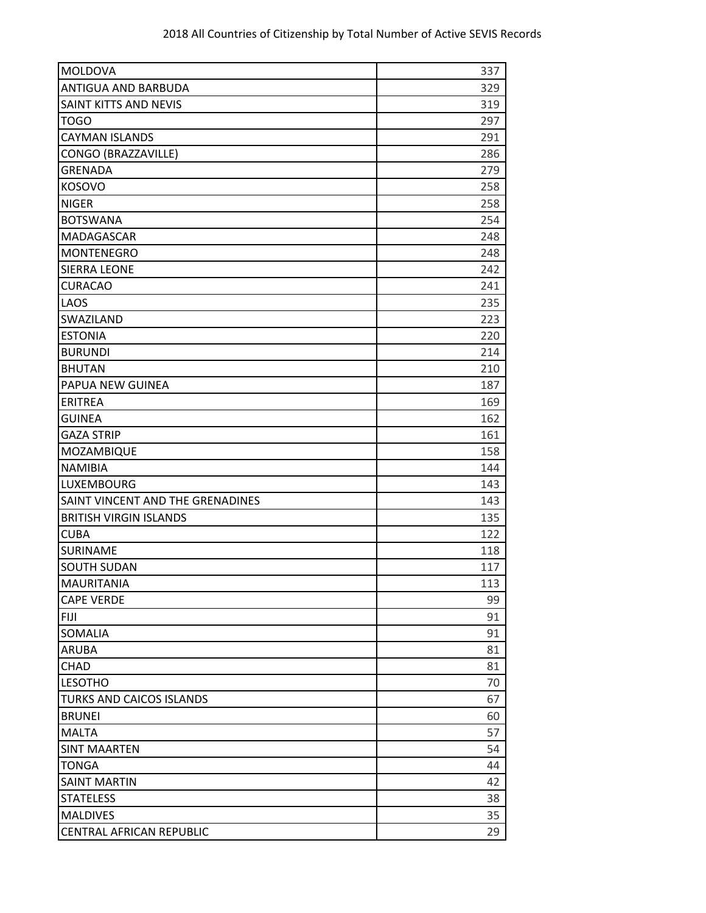| | |
|---|---|
| MOLDOVA | 337 |
| ANTIGUA AND BARBUDA | 329 |
| SAINT KITTS AND NEVIS | 319 |
| TOGO | 297 |
| CAYMAN ISLANDS | 291 |
| CONGO (BRAZZAVILLE) | 286 |
| GRENADA | 279 |
| KOSOVO | 258 |
| NIGER | 258 |
| BOTSWANA | 254 |
| MADAGASCAR | 248 |
| MONTENEGRO | 248 |
| SIERRA LEONE | 242 |
| CURACAO | 241 |
| LAOS | 235 |
| SWAZILAND | 223 |
| ESTONIA | 220 |
| BURUNDI | 214 |
| BHUTAN | 210 |
| PAPUA NEW GUINEA | 187 |
| ERITREA | 169 |
| GUINEA | 162 |
| GAZA STRIP | 161 |
| MOZAMBIQUE | 158 |
| NAMIBIA | 144 |
| LUXEMBOURG | 143 |
| SAINT VINCENT AND THE GRENADINES | 143 |
| BRITISH VIRGIN ISLANDS | 135 |
| CUBA | 122 |
| SURINAME | 118 |
| SOUTH SUDAN | 117 |
| MAURITANIA | 113 |
| CAPE VERDE | 99 |
| FIJI | 91 |
| SOMALIA | 91 |
| ARUBA | 81 |
| CHAD | 81 |
| LESOTHO | 70 |
| TURKS AND CAICOS ISLANDS | 67 |
| BRUNEI | 60 |
| MALTA | 57 |
| SINT MAARTEN | 54 |
| TONGA | 44 |
| SAINT MARTIN | 42 |
| STATELESS | 38 |
| MALDIVES | 35 |
| CENTRAL AFRICAN REPUBLIC | 29 |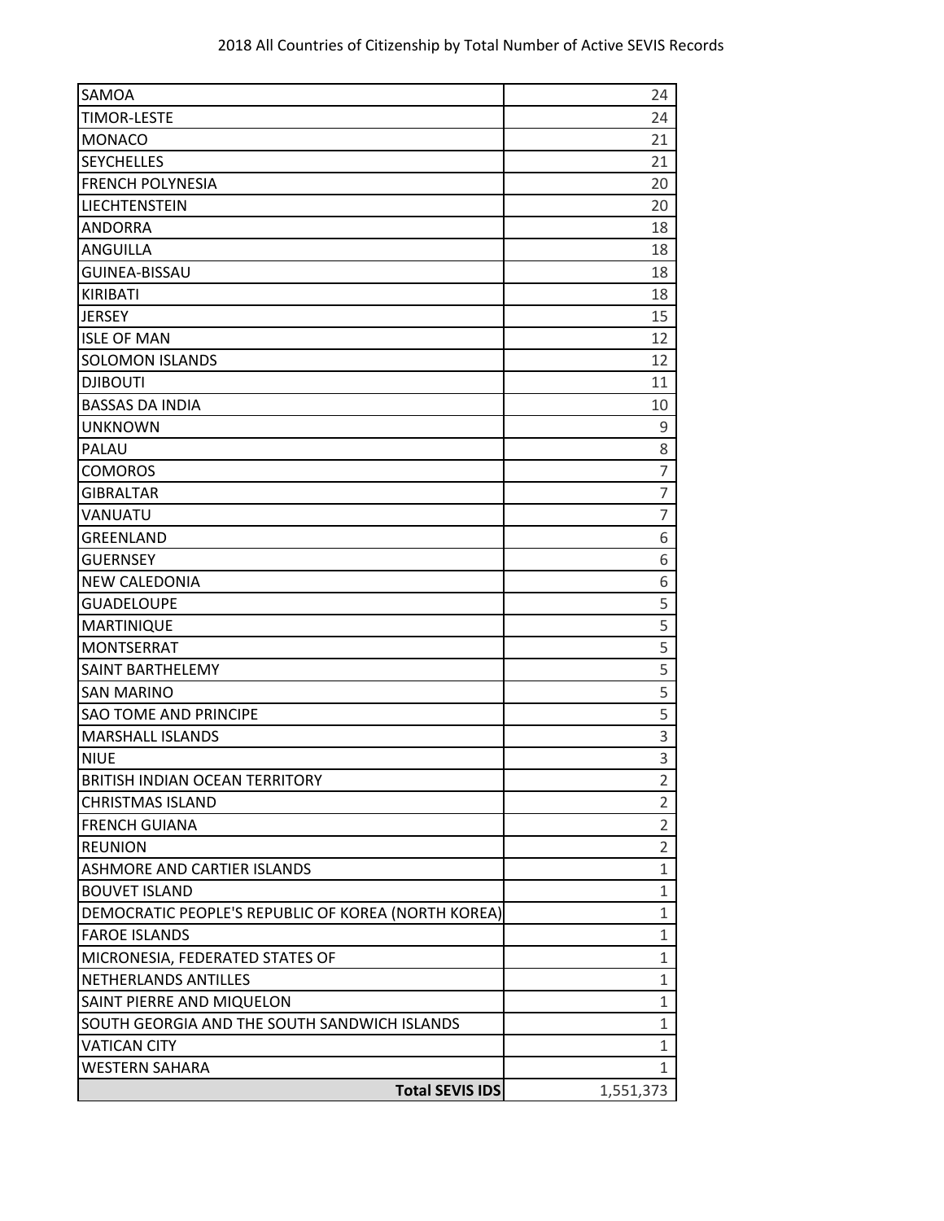2018 All Countries of Citizenship by Total Number of Active SEVIS Records

| | |
|---|---|
| SAMOA | 24 |
| TIMOR-LESTE | 24 |
| MONACO | 21 |
| SEYCHELLES | 21 |
| FRENCH POLYNESIA | 20 |
| LIECHTENSTEIN | 20 |
| ANDORRA | 18 |
| ANGUILLA | 18 |
| GUINEA-BISSAU | 18 |
| KIRIBATI | 18 |
| JERSEY | 15 |
| ISLE OF MAN | 12 |
| SOLOMON ISLANDS | 12 |
| DJIBOUTI | 11 |
| BASSAS DA INDIA | 10 |
| UNKNOWN | 9 |
| PALAU | 8 |
| COMOROS | 7 |
| GIBRALTAR | 7 |
| VANUATU | 7 |
| GREENLAND | 6 |
| GUERNSEY | 6 |
| NEW CALEDONIA | 6 |
| GUADELOUPE | 5 |
| MARTINIQUE | 5 |
| MONTSERRAT | 5 |
| SAINT BARTHELEMY | 5 |
| SAN MARINO | 5 |
| SAO TOME AND PRINCIPE | 5 |
| MARSHALL ISLANDS | 3 |
| NIUE | 3 |
| BRITISH INDIAN OCEAN TERRITORY | 2 |
| CHRISTMAS ISLAND | 2 |
| FRENCH GUIANA | 2 |
| REUNION | 2 |
| ASHMORE AND CARTIER ISLANDS | 1 |
| BOUVET ISLAND | 1 |
| DEMOCRATIC PEOPLE'S REPUBLIC OF KOREA (NORTH KOREA) | 1 |
| FAROE ISLANDS | 1 |
| MICRONESIA, FEDERATED STATES OF | 1 |
| NETHERLANDS ANTILLES | 1 |
| SAINT PIERRE AND MIQUELON | 1 |
| SOUTH GEORGIA AND THE SOUTH SANDWICH ISLANDS | 1 |
| VATICAN CITY | 1 |
| WESTERN SAHARA | 1 |
| **Total SEVIS IDS** | 1,551,373 |